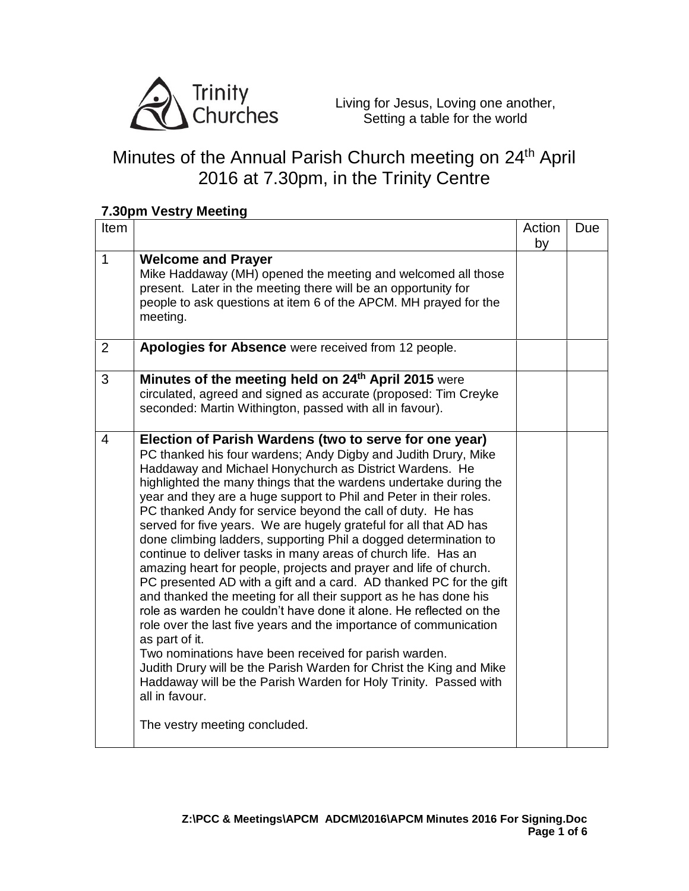Trinity Churches

Living for Jesus, Loving one another,
Setting a table for the world

# Minutes of the Annual Parish Church meeting on 24th April 2016 at 7.30pm, in the Trinity Centre

**7.30pm Vestry Meeting**

| Item | | Action by | Due |
|---|---|---|---|
| 1 | **Welcome and Prayer**<br>Mike Haddaway (MH) opened the meeting and welcomed all those present. Later in the meeting there will be an opportunity for people to ask questions at item 6 of the APCM. MH prayed for the meeting. | | |
| 2 | **Apologies for Absence** were received from 12 people. | | |
| 3 | **Minutes of the meeting held on 24th April 2015** were circulated, agreed and signed as accurate (proposed: Tim Creyke seconded: Martin Withington, passed with all in favour). | | |
| 4 | **Election of Parish Wardens (two to serve for one year)**<br>PC thanked his four wardens; Andy Digby and Judith Drury, Mike Haddaway and Michael Honychurch as District Wardens. He highlighted the many things that the wardens undertake during the year and they are a huge support to Phil and Peter in their roles. PC thanked Andy for service beyond the call of duty. He has served for five years. We are hugely grateful for all that AD has done climbing ladders, supporting Phil a dogged determination to continue to deliver tasks in many areas of church life. Has an amazing heart for people, projects and prayer and life of church. PC presented AD with a gift and a card. AD thanked PC for the gift and thanked the meeting for all their support as he has done his role as warden he couldn't have done it alone. He reflected on the role over the last five years and the importance of communication as part of it.<br>Two nominations have been received for parish warden.<br>Judith Drury will be the Parish Warden for Christ the King and Mike Haddaway will be the Parish Warden for Holy Trinity. Passed with all in favour.<br><br>The vestry meeting concluded. | | |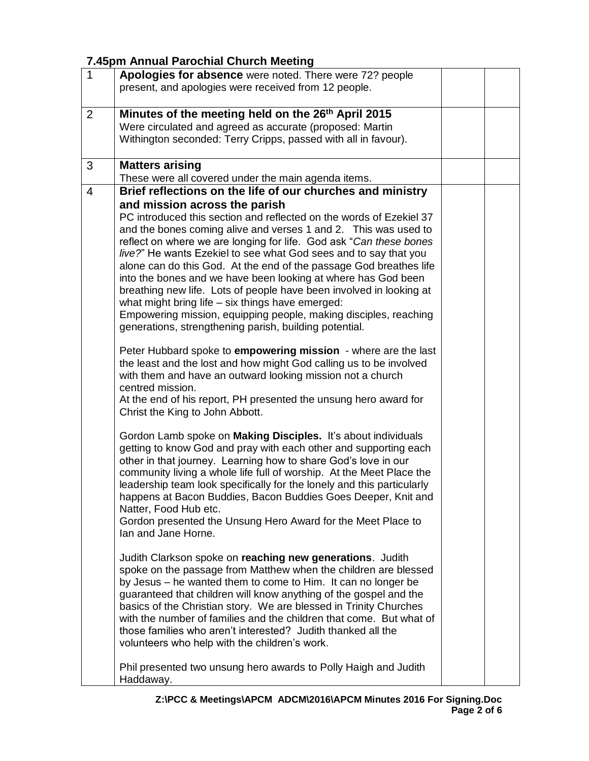### 7.45pm Annual Parochial Church Meeting

| | | | |
|---|---|---|---|
| 1 | **Apologies for absence** were noted. There were 72? people present, and apologies were received from 12 people. | | |
| 2 | **Minutes of the meeting held on the 26th April 2015**<br>Were circulated and agreed as accurate (proposed: Martin Withington seconded: Terry Cripps, passed with all in favour). | | |
| 3 | **Matters arising**<br>These were all covered under the main agenda items. | | |
| 4 | **Brief reflections on the life of our churches and ministry and mission across the parish**<br>PC introduced this section and reflected on the words of Ezekiel 37 and the bones coming alive and verses 1 and 2. This was used to reflect on where we are longing for life. God ask "*Can these bones live?*" He wants Ezekiel to see what God sees and to say that you alone can do this God. At the end of the passage God breathes life into the bones and we have been looking at where has God been breathing new life. Lots of people have been involved in looking at what might bring life – six things have emerged:<br>Empowering mission, equipping people, making disciples, reaching generations, strengthening parish, building potential.<br><br>Peter Hubbard spoke to **empowering mission** - where are the last the least and the lost and how might God calling us to be involved with them and have an outward looking mission not a church centred mission.<br>At the end of his report, PH presented the unsung hero award for Christ the King to John Abbott.<br><br>Gordon Lamb spoke on **Making Disciples.** It's about individuals getting to know God and pray with each other and supporting each other in that journey. Learning how to share God's love in our community living a whole life full of worship. At the Meet Place the leadership team look specifically for the lonely and this particularly happens at Bacon Buddies, Bacon Buddies Goes Deeper, Knit and Natter, Food Hub etc.<br>Gordon presented the Unsung Hero Award for the Meet Place to Ian and Jane Horne.<br><br>Judith Clarkson spoke on **reaching new generations**. Judith spoke on the passage from Matthew when the children are blessed by Jesus – he wanted them to come to Him. It can no longer be guaranteed that children will know anything of the gospel and the basics of the Christian story. We are blessed in Trinity Churches with the number of families and the children that come. But what of those families who aren't interested? Judith thanked all the volunteers who help with the children's work.<br><br>Phil presented two unsung hero awards to Polly Haigh and Judith Haddaway. | | |

Z:\PCC & Meetings\APCM ADCM\2016\APCM Minutes 2016 For Signing.Doc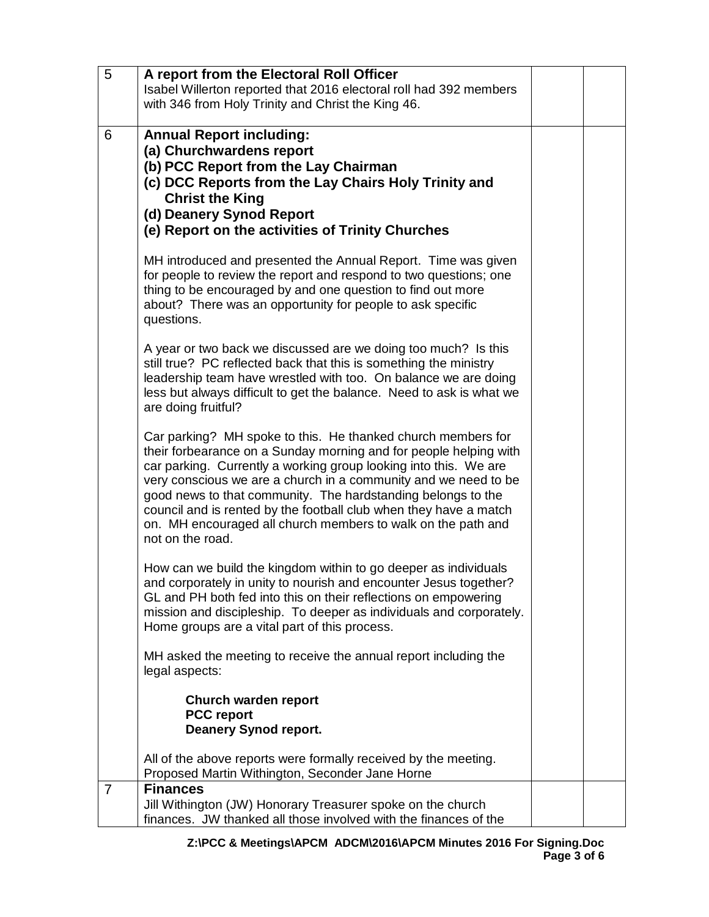| | | | |
|---|---|---|---|
| 5 | **A report from the Electoral Roll Officer**<br>Isabel Willerton reported that 2016 electoral roll had 392 members with 346 from Holy Trinity and Christ the King 46. | | |
| 6 | **Annual Report including:**<br>**(a) Churchwardens report**<br>**(b) PCC Report from the Lay Chairman**<br>**(c) DCC Reports from the Lay Chairs Holy Trinity and Christ the King**<br>**(d) Deanery Synod Report**<br>**(e) Report on the activities of Trinity Churches**<br><br>MH introduced and presented the Annual Report. Time was given for people to review the report and respond to two questions; one thing to be encouraged by and one question to find out more about? There was an opportunity for people to ask specific questions.<br><br>A year or two back we discussed are we doing too much? Is this still true? PC reflected back that this is something the ministry leadership team have wrestled with too. On balance we are doing less but always difficult to get the balance. Need to ask is what we are doing fruitful?<br><br>Car parking? MH spoke to this. He thanked church members for their forbearance on a Sunday morning and for people helping with car parking. Currently a working group looking into this. We are very conscious we are a church in a community and we need to be good news to that community. The hardstanding belongs to the council and is rented by the football club when they have a match on. MH encouraged all church members to walk on the path and not on the road.<br><br>How can we build the kingdom within to go deeper as individuals and corporately in unity to nourish and encounter Jesus together? GL and PH both fed into this on their reflections on empowering mission and discipleship. To deeper as individuals and corporately. Home groups are a vital part of this process.<br><br>MH asked the meeting to receive the annual report including the legal aspects:<br><br>**Church warden report**<br>**PCC report**<br>**Deanery Synod report.**<br><br>All of the above reports were formally received by the meeting. Proposed Martin Withington, Seconder Jane Horne | | |
| 7 | **Finances**<br>Jill Withington (JW) Honorary Treasurer spoke on the church finances. JW thanked all those involved with the finances of the | | |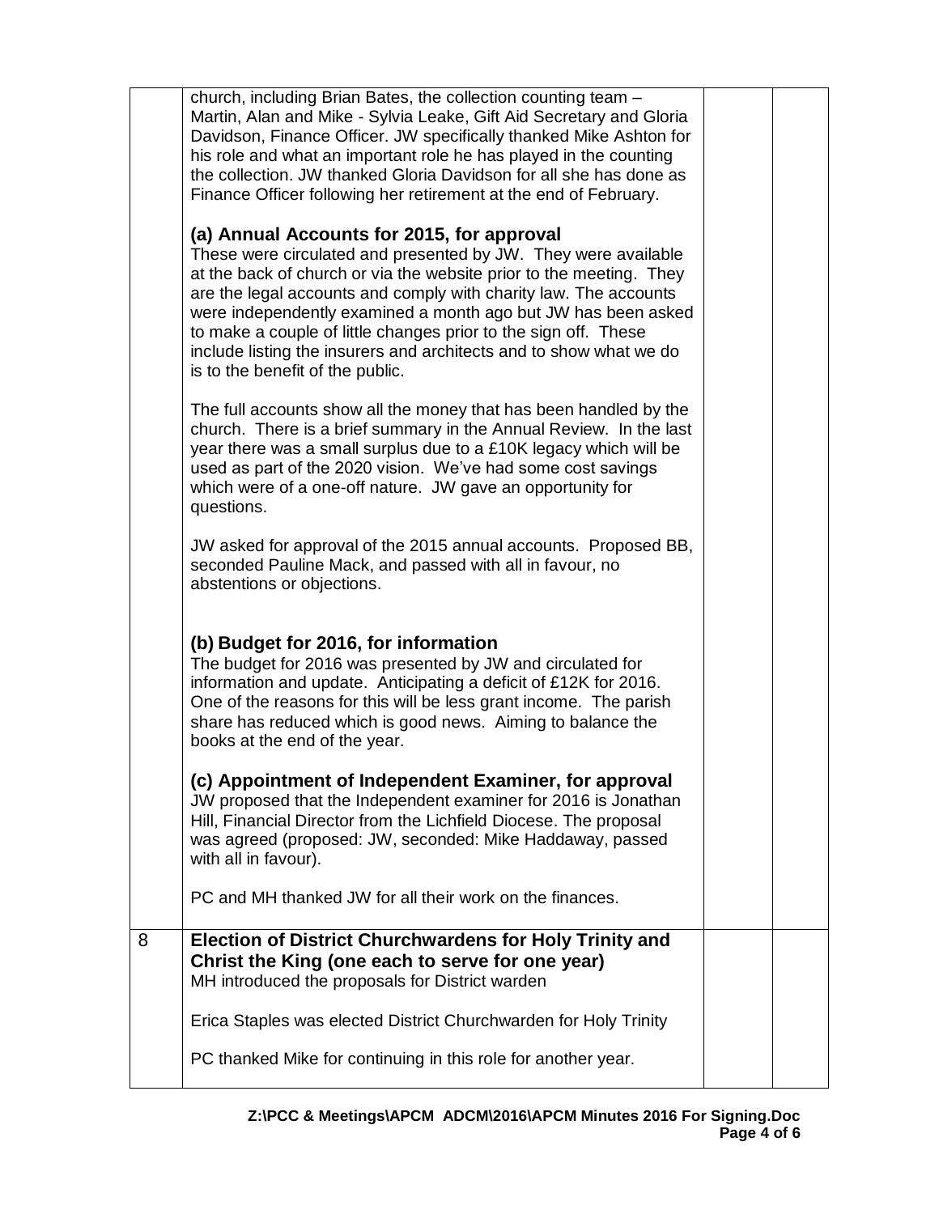| | | | |
|---|---|---|---|
| | church, including Brian Bates, the collection counting team – Martin, Alan and Mike - Sylvia Leake, Gift Aid Secretary and Gloria Davidson, Finance Officer. JW specifically thanked Mike Ashton for his role and what an important role he has played in the counting the collection. JW thanked Gloria Davidson for all she has done as Finance Officer following her retirement at the end of February.<br><br>**(a) Annual Accounts for 2015, for approval**<br>These were circulated and presented by JW. They were available at the back of church or via the website prior to the meeting. They are the legal accounts and comply with charity law. The accounts were independently examined a month ago but JW has been asked to make a couple of little changes prior to the sign off. These include listing the insurers and architects and to show what we do is to the benefit of the public.<br><br>The full accounts show all the money that has been handled by the church. There is a brief summary in the Annual Review. In the last year there was a small surplus due to a £10K legacy which will be used as part of the 2020 vision. We've had some cost savings which were of a one-off nature. JW gave an opportunity for questions.<br><br>JW asked for approval of the 2015 annual accounts. Proposed BB, seconded Pauline Mack, and passed with all in favour, no abstentions or objections.<br><br>**(b) Budget for 2016, for information**<br>The budget for 2016 was presented by JW and circulated for information and update. Anticipating a deficit of £12K for 2016. One of the reasons for this will be less grant income. The parish share has reduced which is good news. Aiming to balance the books at the end of the year.<br><br>**(c) Appointment of Independent Examiner, for approval**<br>JW proposed that the Independent examiner for 2016 is Jonathan Hill, Financial Director from the Lichfield Diocese. The proposal was agreed (proposed: JW, seconded: Mike Haddaway, passed with all in favour).<br><br>PC and MH thanked JW for all their work on the finances. | | |
| 8 | **Election of District Churchwardens for Holy Trinity and Christ the King (one each to serve for one year)**<br>MH introduced the proposals for District warden<br><br>Erica Staples was elected District Churchwarden for Holy Trinity<br><br>PC thanked Mike for continuing in this role for another year. | | |

Z:\PCC & Meetings\APCM ADCM\2016\APCM Minutes 2016 For Signing.Doc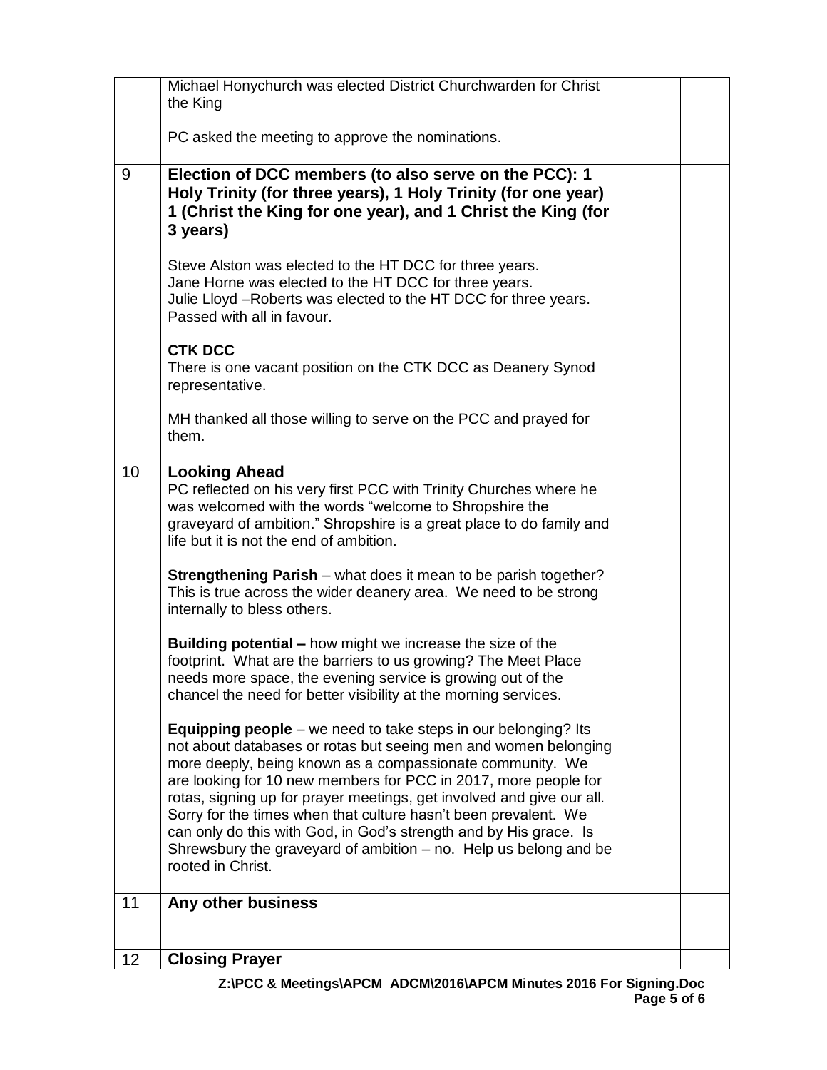| | | | |
|---|---|---|---|
| | Michael Honychurch was elected District Churchwarden for Christ the King<br><br>PC asked the meeting to approve the nominations. | | |
| 9 | **Election of DCC members (to also serve on the PCC): 1 Holy Trinity (for three years), 1 Holy Trinity (for one year) 1 (Christ the King for one year), and 1 Christ the King (for 3 years)**<br><br>Steve Alston was elected to the HT DCC for three years.<br>Jane Horne was elected to the HT DCC for three years.<br>Julie Lloyd –Roberts was elected to the HT DCC for three years.<br>Passed with all in favour.<br><br>**CTK DCC**<br>There is one vacant position on the CTK DCC as Deanery Synod representative.<br><br>MH thanked all those willing to serve on the PCC and prayed for them. | | |
| 10 | **Looking Ahead**<br>PC reflected on his very first PCC with Trinity Churches where he was welcomed with the words "welcome to Shropshire the graveyard of ambition." Shropshire is a great place to do family and life but it is not the end of ambition.<br><br>**Strengthening Parish** – what does it mean to be parish together? This is true across the wider deanery area. We need to be strong internally to bless others.<br><br>**Building potential –** how might we increase the size of the footprint. What are the barriers to us growing? The Meet Place needs more space, the evening service is growing out of the chancel the need for better visibility at the morning services.<br><br>**Equipping people** – we need to take steps in our belonging? Its not about databases or rotas but seeing men and women belonging more deeply, being known as a compassionate community. We are looking for 10 new members for PCC in 2017, more people for rotas, signing up for prayer meetings, get involved and give our all. Sorry for the times when that culture hasn't been prevalent. We can only do this with God, in God's strength and by His grace. Is Shrewsbury the graveyard of ambition – no. Help us belong and be rooted in Christ. | | |
| 11 | **Any other business** | | |
| 12 | **Closing Prayer** | | |

**Z:\PCC & Meetings\APCM ADCM\2016\APCM Minutes 2016 For Signing.Doc**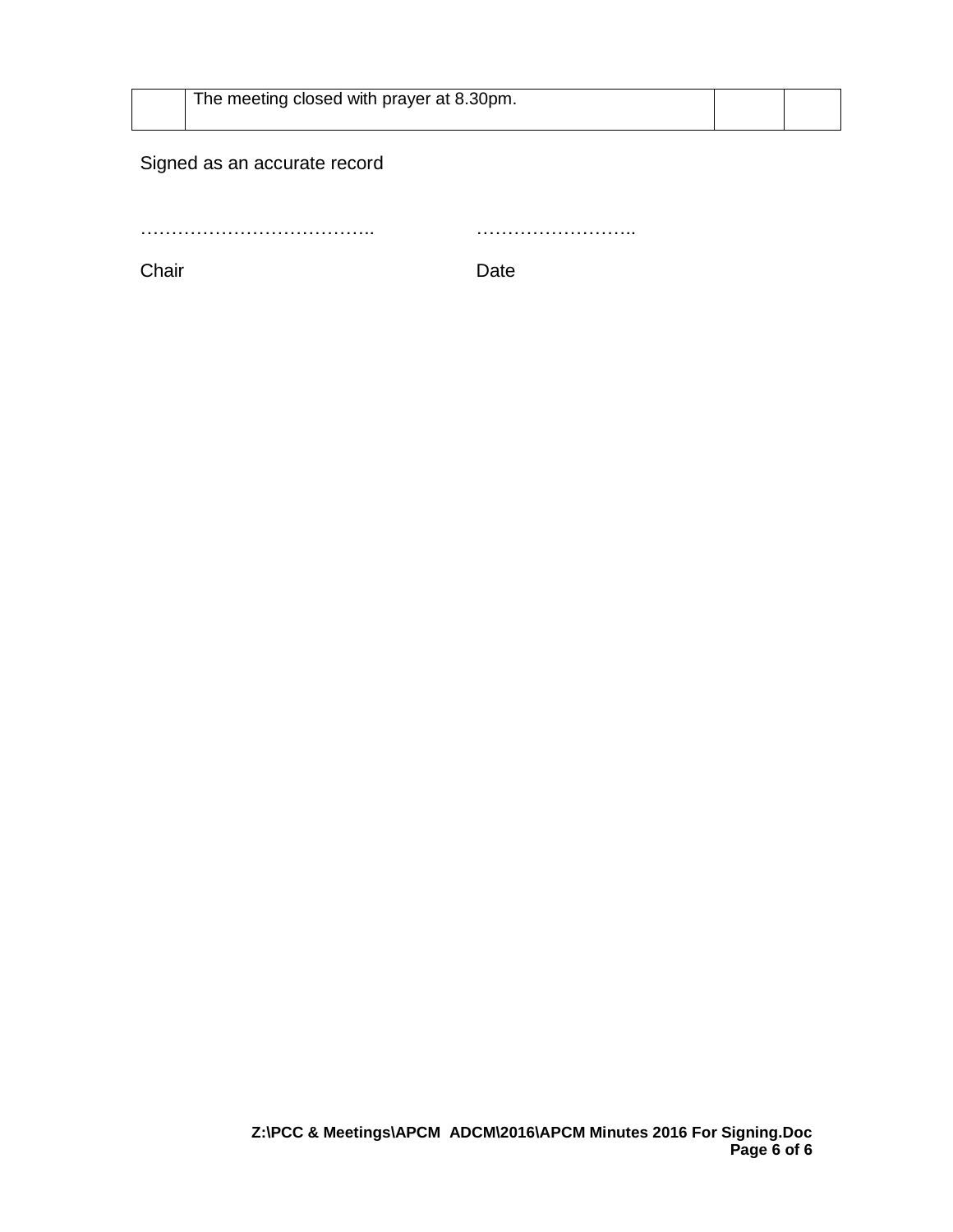| | | | |
|---|---|---|---|
| | The meeting closed with prayer at 8.30pm. | | |

Signed as an accurate record

……………………………….. ……………………..

Chair Date